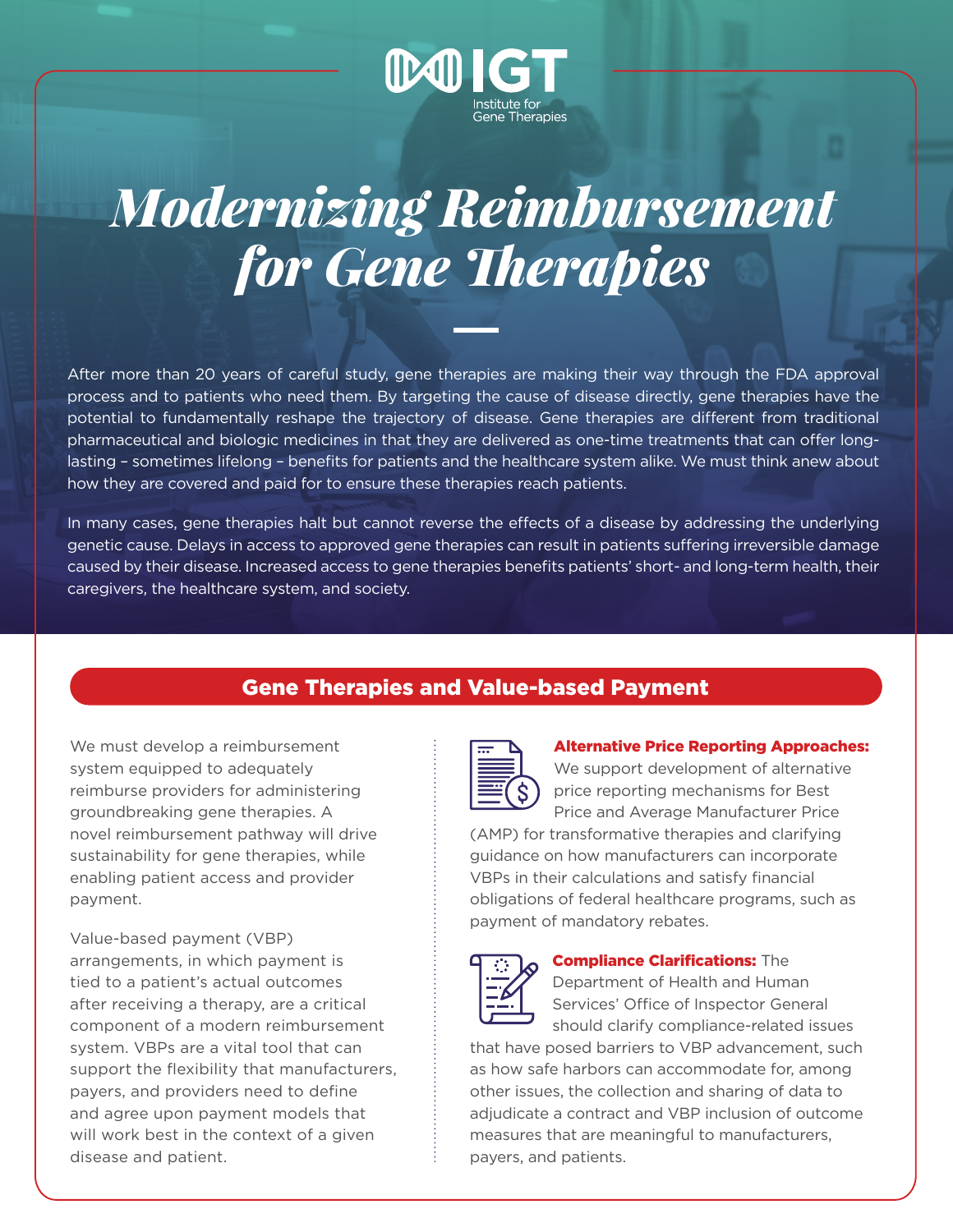IGT
Institute for Gene Therapies

# *Modernizing Reimbursement for Gene Therapies*

After more than 20 years of careful study, gene therapies are making their way through the FDA approval process and to patients who need them. By targeting the cause of disease directly, gene therapies have the potential to fundamentally reshape the trajectory of disease. Gene therapies are different from traditional pharmaceutical and biologic medicines in that they are delivered as one-time treatments that can offer long-lasting – sometimes lifelong – benefits for patients and the healthcare system alike. We must think anew about how they are covered and paid for to ensure these therapies reach patients.

In many cases, gene therapies halt but cannot reverse the effects of a disease by addressing the underlying genetic cause. Delays in access to approved gene therapies can result in patients suffering irreversible damage caused by their disease. Increased access to gene therapies benefits patients' short- and long-term health, their caregivers, the healthcare system, and society.

## Gene Therapies and Value-based Payment

We must develop a reimbursement system equipped to adequately reimburse providers for administering groundbreaking gene therapies. A novel reimbursement pathway will drive sustainability for gene therapies, while enabling patient access and provider payment.

Value-based payment (VBP) arrangements, in which payment is tied to a patient's actual outcomes after receiving a therapy, are a critical component of a modern reimbursement system. VBPs are a vital tool that can support the flexibility that manufacturers, payers, and providers need to define and agree upon payment models that will work best in the context of a given disease and patient.

**Alternative Price Reporting Approaches:** We support development of alternative price reporting mechanisms for Best Price and Average Manufacturer Price (AMP) for transformative therapies and clarifying guidance on how manufacturers can incorporate VBPs in their calculations and satisfy financial obligations of federal healthcare programs, such as payment of mandatory rebates.

**Compliance Clarifications:** The Department of Health and Human Services' Office of Inspector General should clarify compliance-related issues that have posed barriers to VBP advancement, such as how safe harbors can accommodate for, among other issues, the collection and sharing of data to adjudicate a contract and VBP inclusion of outcome measures that are meaningful to manufacturers, payers, and patients.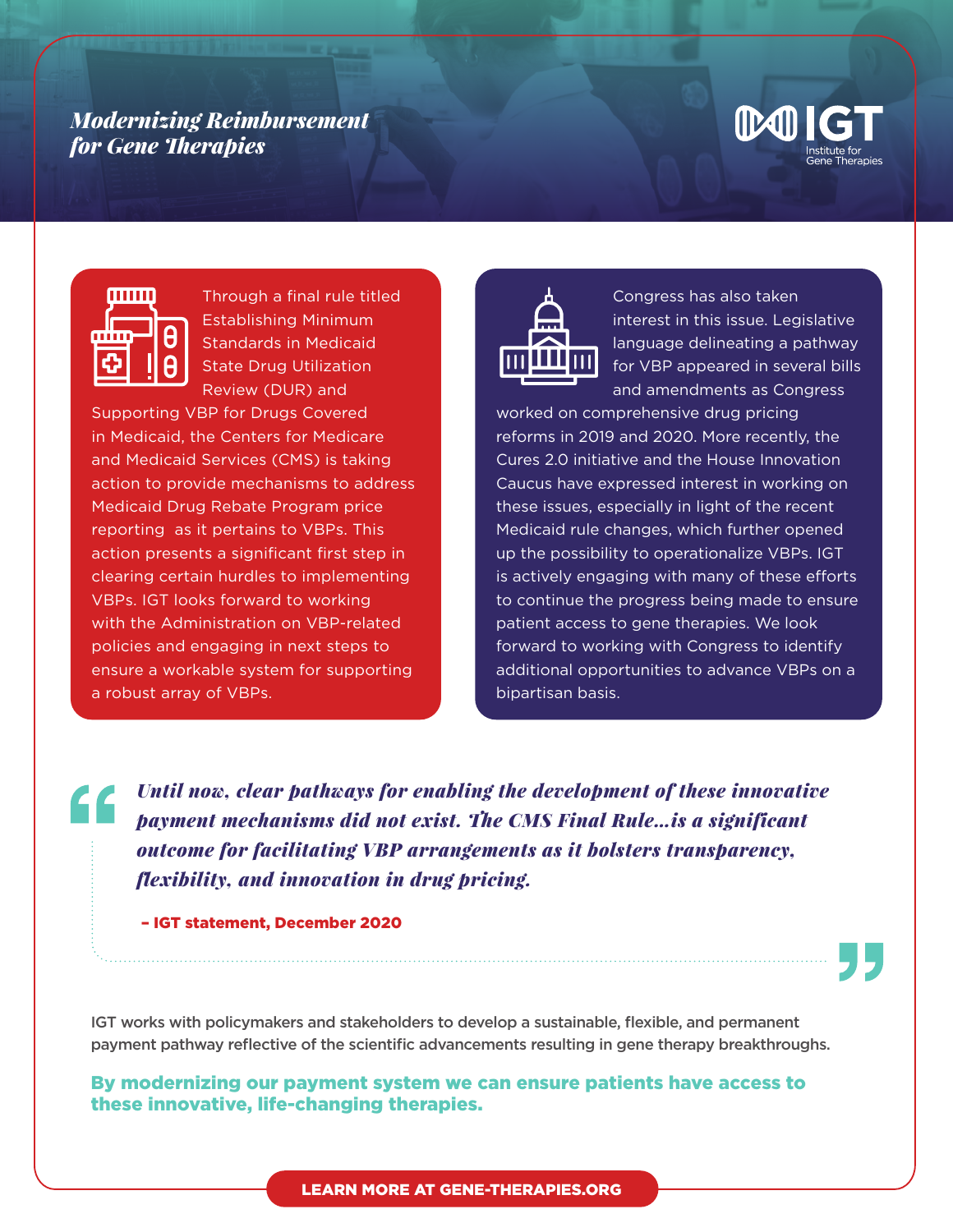*Modernizing Reimbursement for Gene Therapies*

IGT
Institute for Gene Therapies

Through a final rule titled Establishing Minimum Standards in Medicaid State Drug Utilization Review (DUR) and Supporting VBP for Drugs Covered in Medicaid, the Centers for Medicare and Medicaid Services (CMS) is taking action to provide mechanisms to address Medicaid Drug Rebate Program price reporting as it pertains to VBPs. This action presents a significant first step in clearing certain hurdles to implementing VBPs. IGT looks forward to working with the Administration on VBP-related policies and engaging in next steps to ensure a workable system for supporting a robust array of VBPs.

Congress has also taken interest in this issue. Legislative language delineating a pathway for VBP appeared in several bills and amendments as Congress worked on comprehensive drug pricing reforms in 2019 and 2020. More recently, the Cures 2.0 initiative and the House Innovation Caucus have expressed interest in working on these issues, especially in light of the recent Medicaid rule changes, which further opened up the possibility to operationalize VBPs. IGT is actively engaging with many of these efforts to continue the progress being made to ensure patient access to gene therapies. We look forward to working with Congress to identify additional opportunities to advance VBPs on a bipartisan basis.

> *Until now, clear pathways for enabling the development of these innovative payment mechanisms did not exist. The CMS Final Rule...is a significant outcome for facilitating VBP arrangements as it bolsters transparency, flexibility, and innovation in drug pricing.*
>
> **– IGT statement, December 2020**

IGT works with policymakers and stakeholders to develop a sustainable, flexible, and permanent payment pathway reflective of the scientific advancements resulting in gene therapy breakthroughs.

**By modernizing our payment system we can ensure patients have access to these innovative, life-changing therapies.**

**LEARN MORE AT GENE-THERAPIES.ORG**